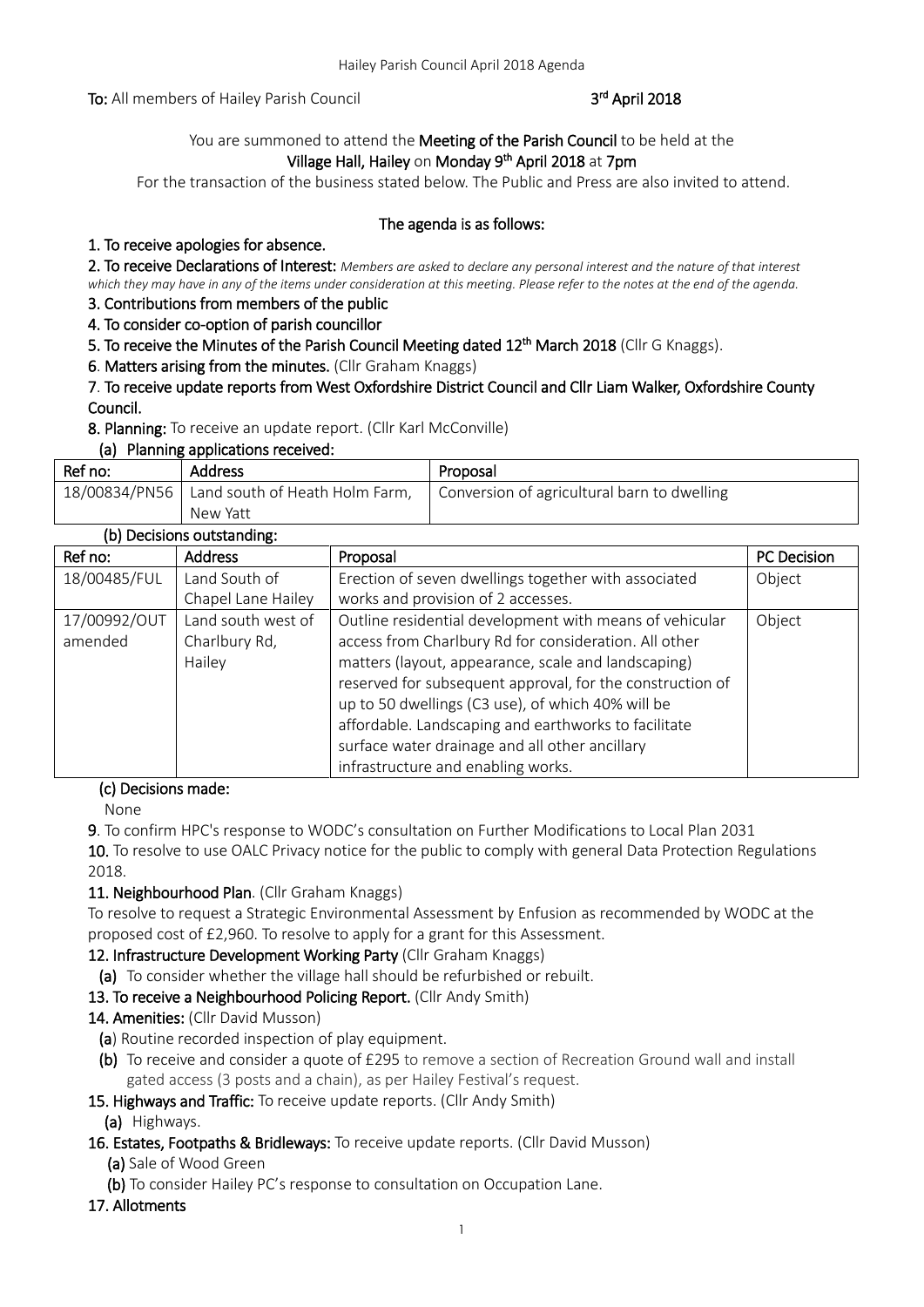**To:** All members of Hailey Parish Council **3rd April 2018**

You are summoned to attend the **Meeting of the Parish Council** to be held at the
**Village Hall, Hailey** on **Monday 9th April 2018** at **7pm**

For the transaction of the business stated below. The Public and Press are also invited to attend.

**The agenda is as follows:**

**1. To receive apologies for absence.**

**2. To receive Declarations of Interest:** *Members are asked to declare any personal interest and the nature of that interest which they may have in any of the items under consideration at this meeting. Please refer to the notes at the end of the agenda.*

**3. Contributions from members of the public**

**4. To consider co-option of parish councillor**

**5. To receive the Minutes of the Parish Council Meeting dated 12th March 2018** (Cllr G Knaggs).

**6. Matters arising from the minutes.** (Cllr Graham Knaggs)

**7. To receive update reports from West Oxfordshire District Council and Cllr Liam Walker, Oxfordshire County Council.**

**8. Planning:** To receive an update report. (Cllr Karl McConville)

**(a) Planning applications received:**

| Ref no: | Address | Proposal |
|---|---|---|
| 18/00834/PN56 | Land south of Heath Holm Farm, New Yatt | Conversion of agricultural barn to dwelling |

**(b) Decisions outstanding:**

| Ref no: | Address | Proposal | PC Decision |
|---|---|---|---|
| 18/00485/FUL | Land South of Chapel Lane Hailey | Erection of seven dwellings together with associated works and provision of 2 accesses. | Object |
| 17/00992/OUT amended | Land south west of Charlbury Rd, Hailey | Outline residential development with means of vehicular access from Charlbury Rd for consideration. All other matters (layout, appearance, scale and landscaping) reserved for subsequent approval, for the construction of up to 50 dwellings (C3 use), of which 40% will be affordable. Landscaping and earthworks to facilitate surface water drainage and all other ancillary infrastructure and enabling works. | Object |

**(c) Decisions made:**

None

**9**. To confirm HPC's response to WODC's consultation on Further Modifications to Local Plan 2031

**10.** To resolve to use OALC Privacy notice for the public to comply with general Data Protection Regulations 2018.

**11. Neighbourhood Plan**. (Cllr Graham Knaggs)

To resolve to request a Strategic Environmental Assessment by Enfusion as recommended by WODC at the proposed cost of £2,960. To resolve to apply for a grant for this Assessment.

**12. Infrastructure Development Working Party** (Cllr Graham Knaggs)

**(a)** To consider whether the village hall should be refurbished or rebuilt.

**13. To receive a Neighbourhood Policing Report.** (Cllr Andy Smith)

**14. Amenities:** (Cllr David Musson)

**(a)** Routine recorded inspection of play equipment.

**(b)** To receive and consider a quote of £295 to remove a section of Recreation Ground wall and install gated access (3 posts and a chain), as per Hailey Festival's request.

**15. Highways and Traffic:** To receive update reports. (Cllr Andy Smith)

**(a)** Highways.

**16. Estates, Footpaths & Bridleways:** To receive update reports. (Cllr David Musson)

**(a)** Sale of Wood Green

**(b)** To consider Hailey PC's response to consultation on Occupation Lane.

**17. Allotments**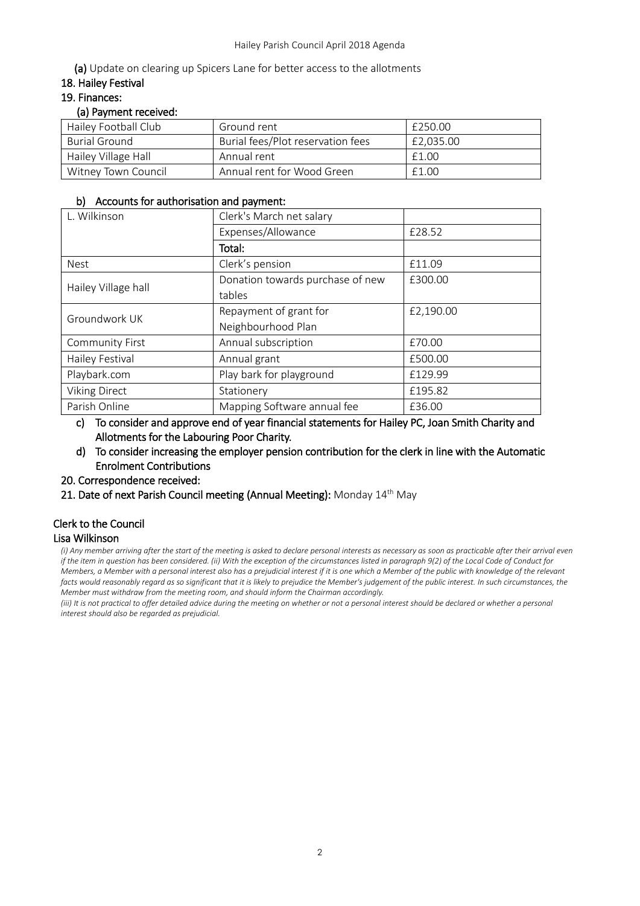**(a)** Update on clearing up Spicers Lane for better access to the allotments

**18. Hailey Festival**

**19. Finances:**

**(a) Payment received:**

| Hailey Football Club | Ground rent | £250.00 |
|---|---|---|
| Burial Ground | Burial fees/Plot reservation fees | £2,035.00 |
| Hailey Village Hall | Annual rent | £1.00 |
| Witney Town Council | Annual rent for Wood Green | £1.00 |

**b) Accounts for authorisation and payment:**

| L. Wilkinson | Clerk's March net salary | |
|---|---|---|
| | Expenses/Allowance | £28.52 |
| | **Total:** | |
| Nest | Clerk's pension | £11.09 |
| Hailey Village hall | Donation towards purchase of new tables | £300.00 |
| Groundwork UK | Repayment of grant for Neighbourhood Plan | £2,190.00 |
| Community First | Annual subscription | £70.00 |
| Hailey Festival | Annual grant | £500.00 |
| Playbark.com | Play bark for playground | £129.99 |
| Viking Direct | Stationery | £195.82 |
| Parish Online | Mapping Software annual fee | £36.00 |

**c) To consider and approve end of year financial statements for Hailey PC, Joan Smith Charity and Allotments for the Labouring Poor Charity.**

**d) To consider increasing the employer pension contribution for the clerk in line with the Automatic Enrolment Contributions**

**20. Correspondence received:**

**21. Date of next Parish Council meeting (Annual Meeting):** Monday 14th May

**Clerk to the Council**
**Lisa Wilkinson**

*(i) Any member arriving after the start of the meeting is asked to declare personal interests as necessary as soon as practicable after their arrival even if the item in question has been considered. (ii) With the exception of the circumstances listed in paragraph 9(2) of the Local Code of Conduct for Members, a Member with a personal interest also has a prejudicial interest if it is one which a Member of the public with knowledge of the relevant facts would reasonably regard as so significant that it is likely to prejudice the Member's judgement of the public interest. In such circumstances, the Member must withdraw from the meeting room, and should inform the Chairman accordingly.*

*(iii) It is not practical to offer detailed advice during the meeting on whether or not a personal interest should be declared or whether a personal interest should also be regarded as prejudicial.*